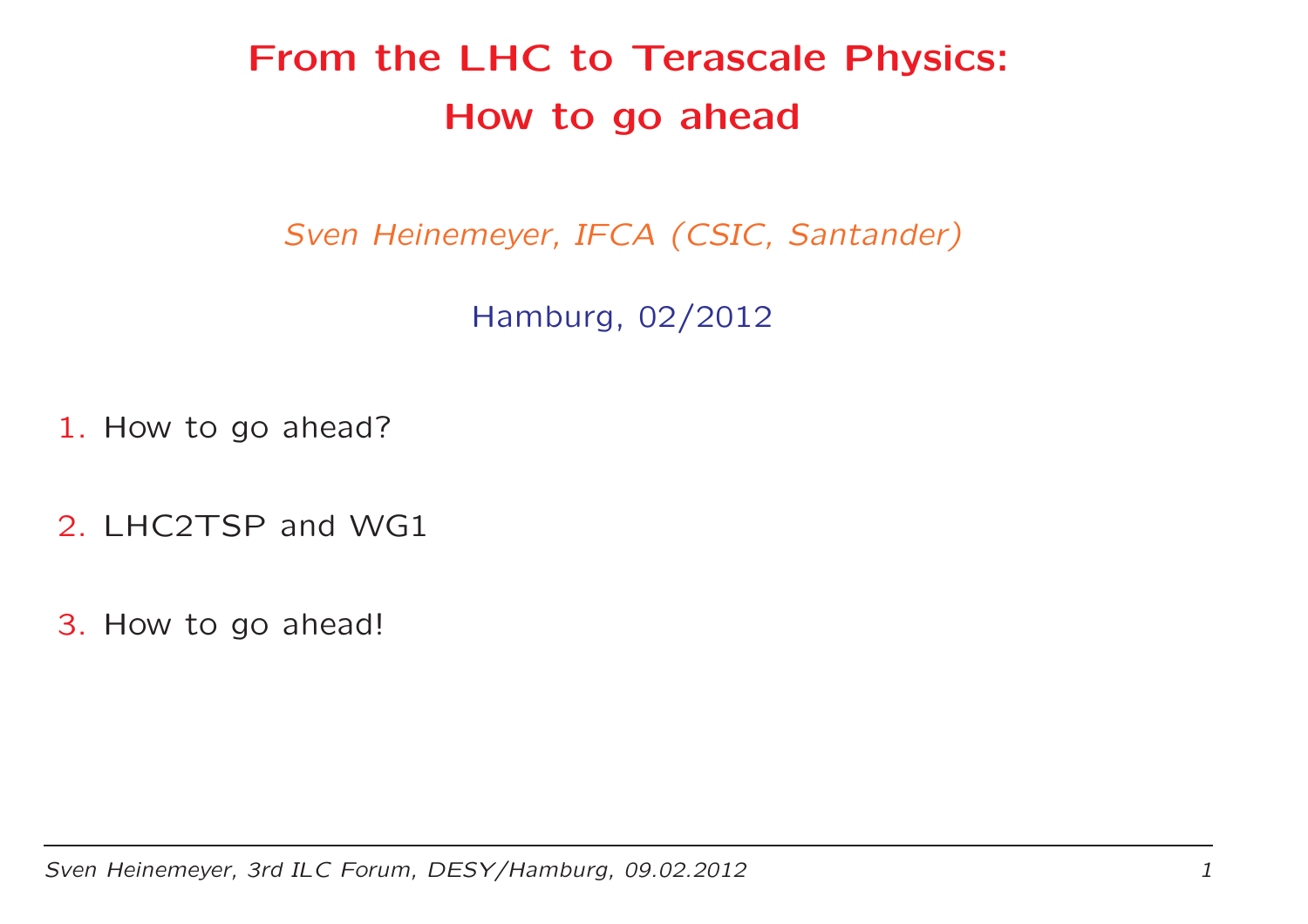# From the LHC to Terascale Physics: How to go ahead

*Sven Heinemeyer, IFCA (CSIC, Santander)*

Hamburg, 02/2012

1. How to go ahead?

2. LHC2TSP and WG1

3. How to go ahead!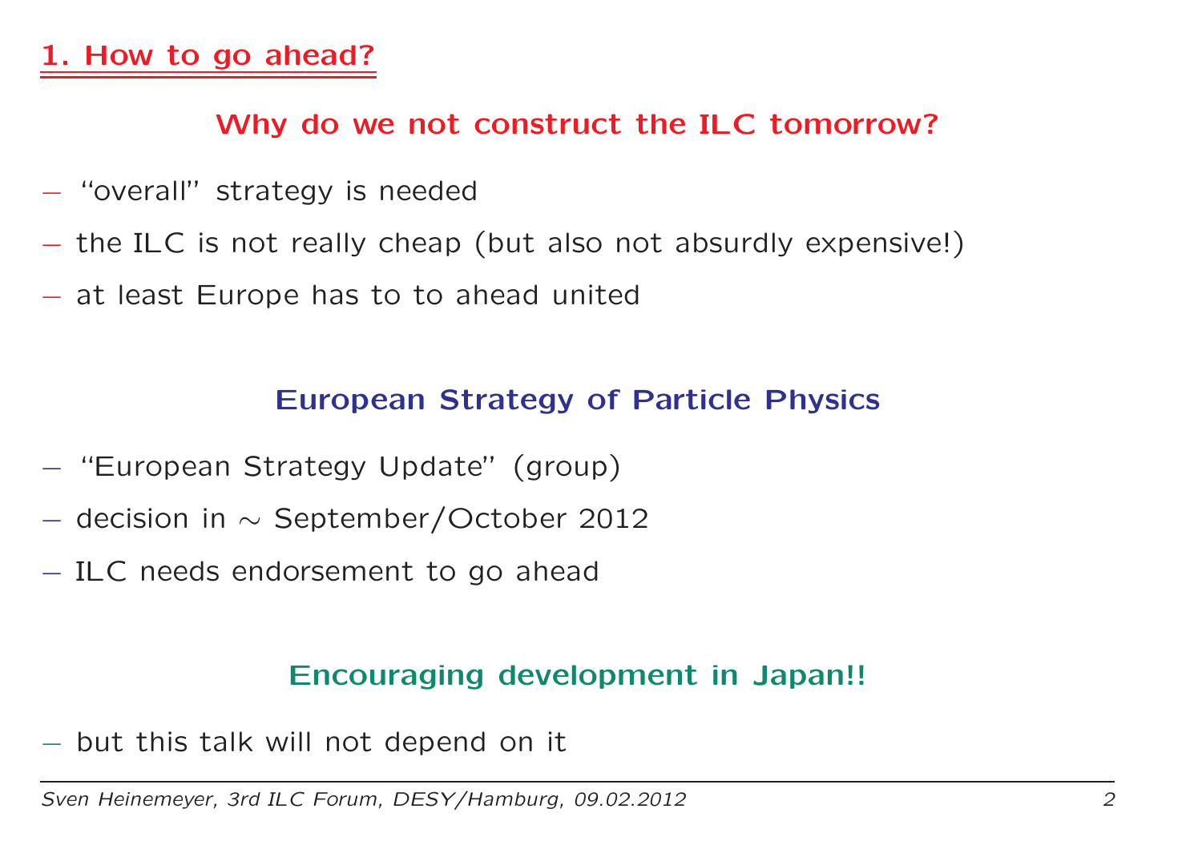# 1. How to go ahead?

### Why do we not construct the ILC tomorrow?

- "overall" strategy is needed
- the ILC is not really cheap (but also not absurdly expensive!)
- at least Europe has to to ahead united

### European Strategy of Particle Physics

- "European Strategy Update" (group)
- decision in $\sim$ September/October 2012
- ILC needs endorsement to go ahead

### Encouraging development in Japan!!

- but this talk will not depend on it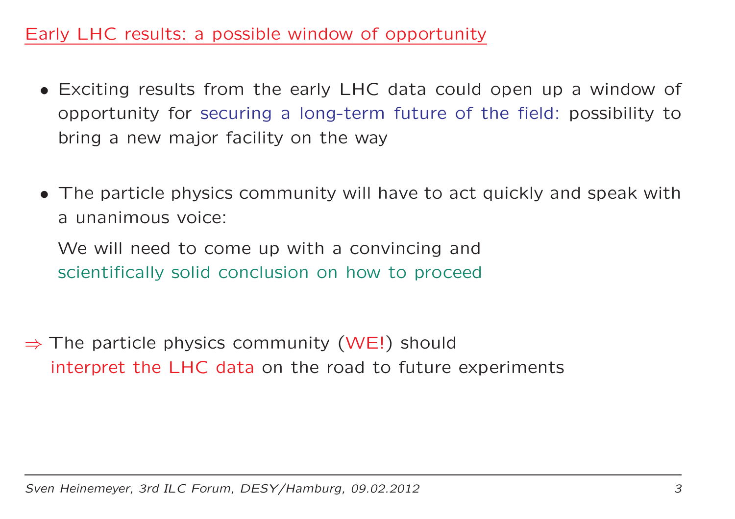## Early LHC results: a possible window of opportunity

- Exciting results from the early LHC data could open up a window of opportunity for securing a long-term future of the field: possibility to bring a new major facility on the way

- The particle physics community will have to act quickly and speak with a unanimous voice:

  We will need to come up with a convincing and scientifically solid conclusion on how to proceed

$\Rightarrow$ The particle physics community (WE!) should interpret the LHC data on the road to future experiments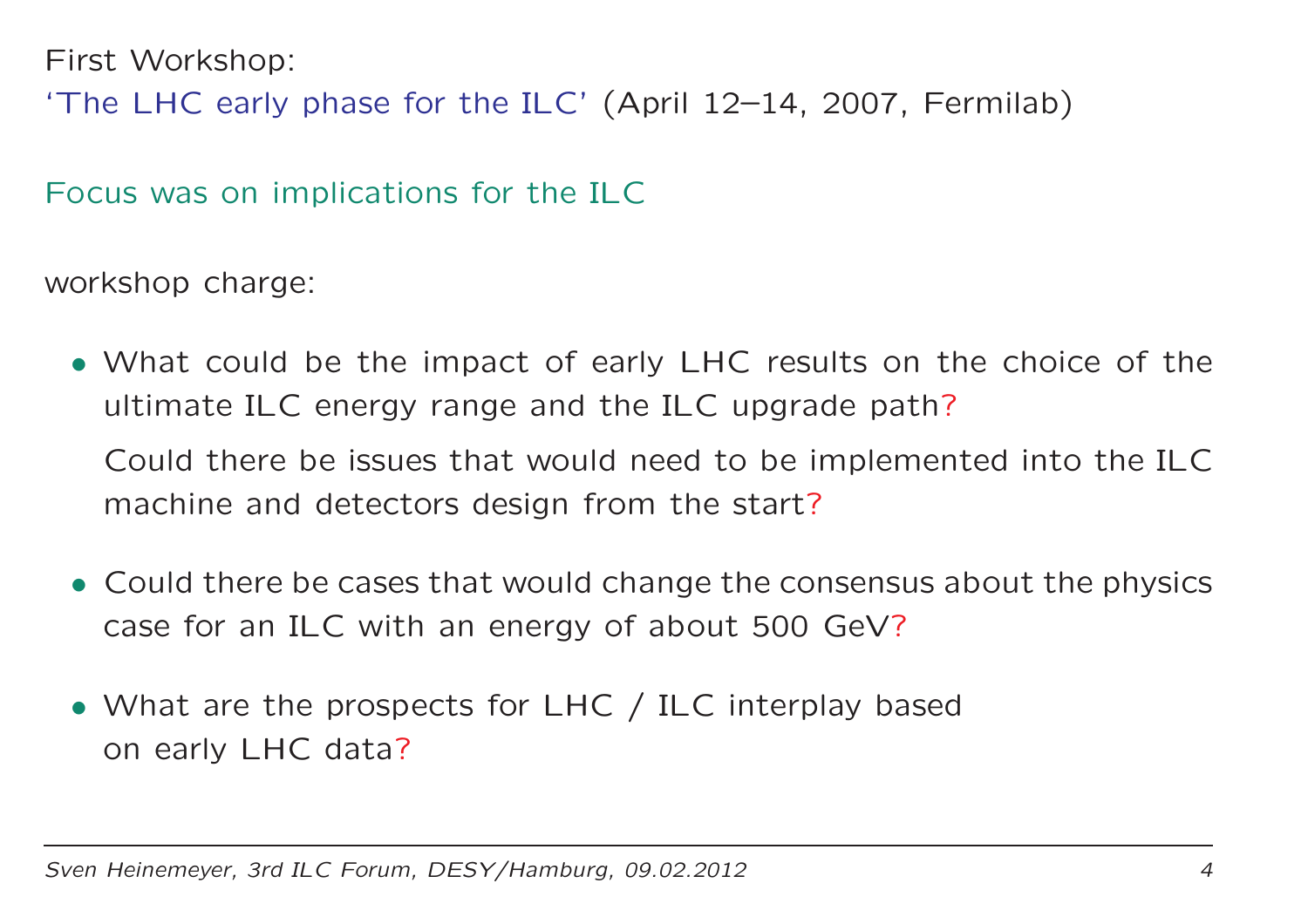First Workshop:

'The LHC early phase for the ILC' (April 12–14, 2007, Fermilab)

Focus was on implications for the ILC

workshop charge:

- What could be the impact of early LHC results on the choice of the ultimate ILC energy range and the ILC upgrade path?

  Could there be issues that would need to be implemented into the ILC machine and detectors design from the start?

- Could there be cases that would change the consensus about the physics case for an ILC with an energy of about 500 GeV?

- What are the prospects for LHC / ILC interplay based on early LHC data?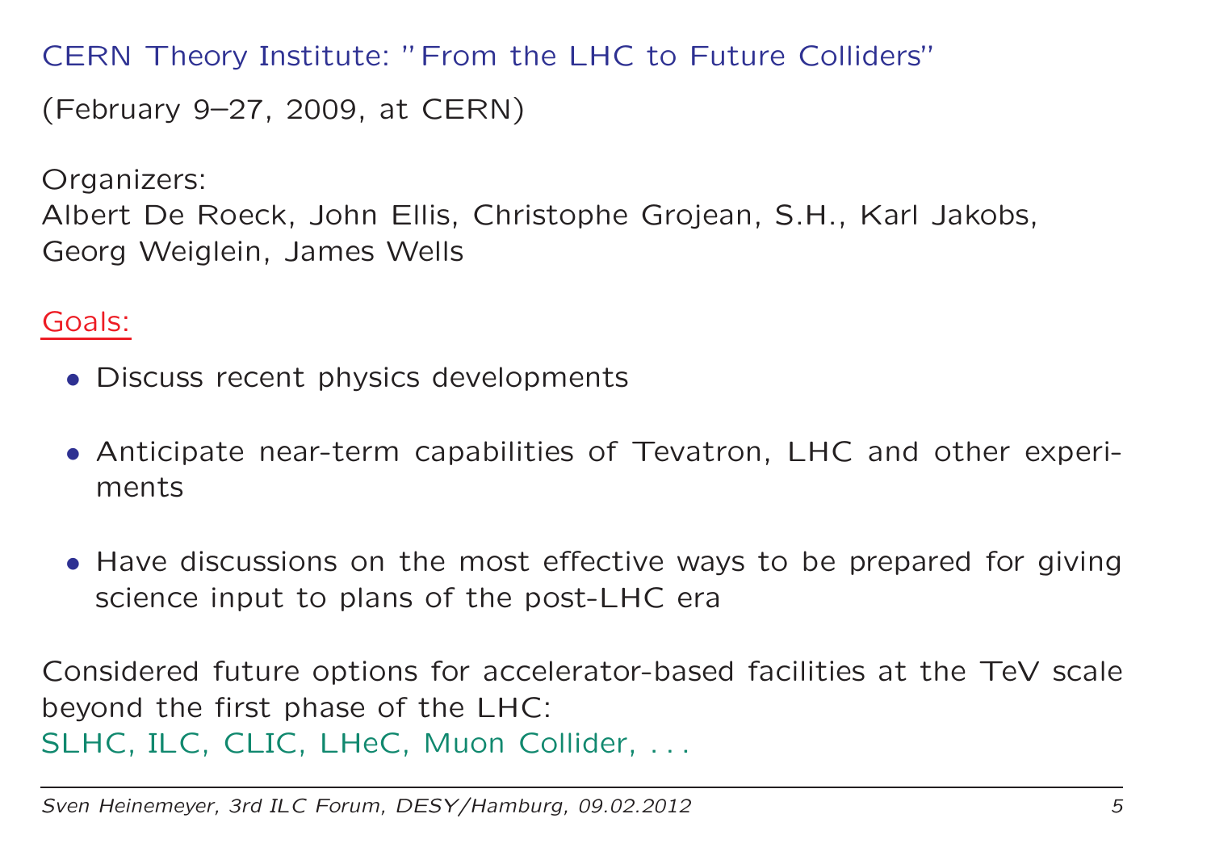## CERN Theory Institute: "From the LHC to Future Colliders"

(February 9–27, 2009, at CERN)

Organizers:
Albert De Roeck, John Ellis, Christophe Grojean, S.H., Karl Jakobs, Georg Weiglein, James Wells

Goals:

- Discuss recent physics developments
- Anticipate near-term capabilities of Tevatron, LHC and other experiments
- Have discussions on the most effective ways to be prepared for giving science input to plans of the post-LHC era

Considered future options for accelerator-based facilities at the TeV scale beyond the first phase of the LHC:
SLHC, ILC, CLIC, LHeC, Muon Collider, . . .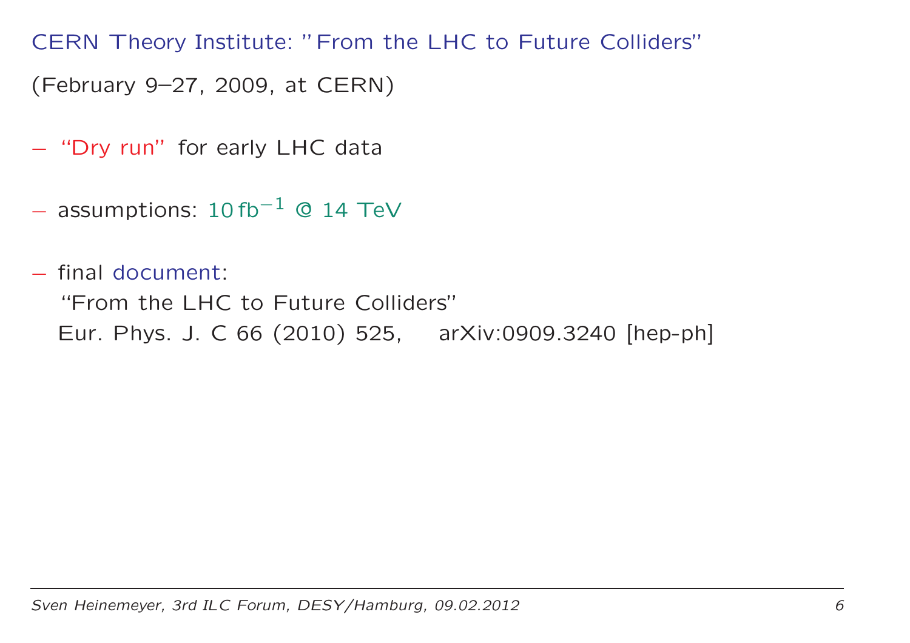## CERN Theory Institute: "From the LHC to Future Colliders"

(February 9–27, 2009, at CERN)

– "Dry run" for early LHC data

– assumptions: $10\,\text{fb}^{-1}$ @ 14 TeV

– final document:
  "From the LHC to Future Colliders"
  Eur. Phys. J. C 66 (2010) 525, arXiv:0909.3240 [hep-ph]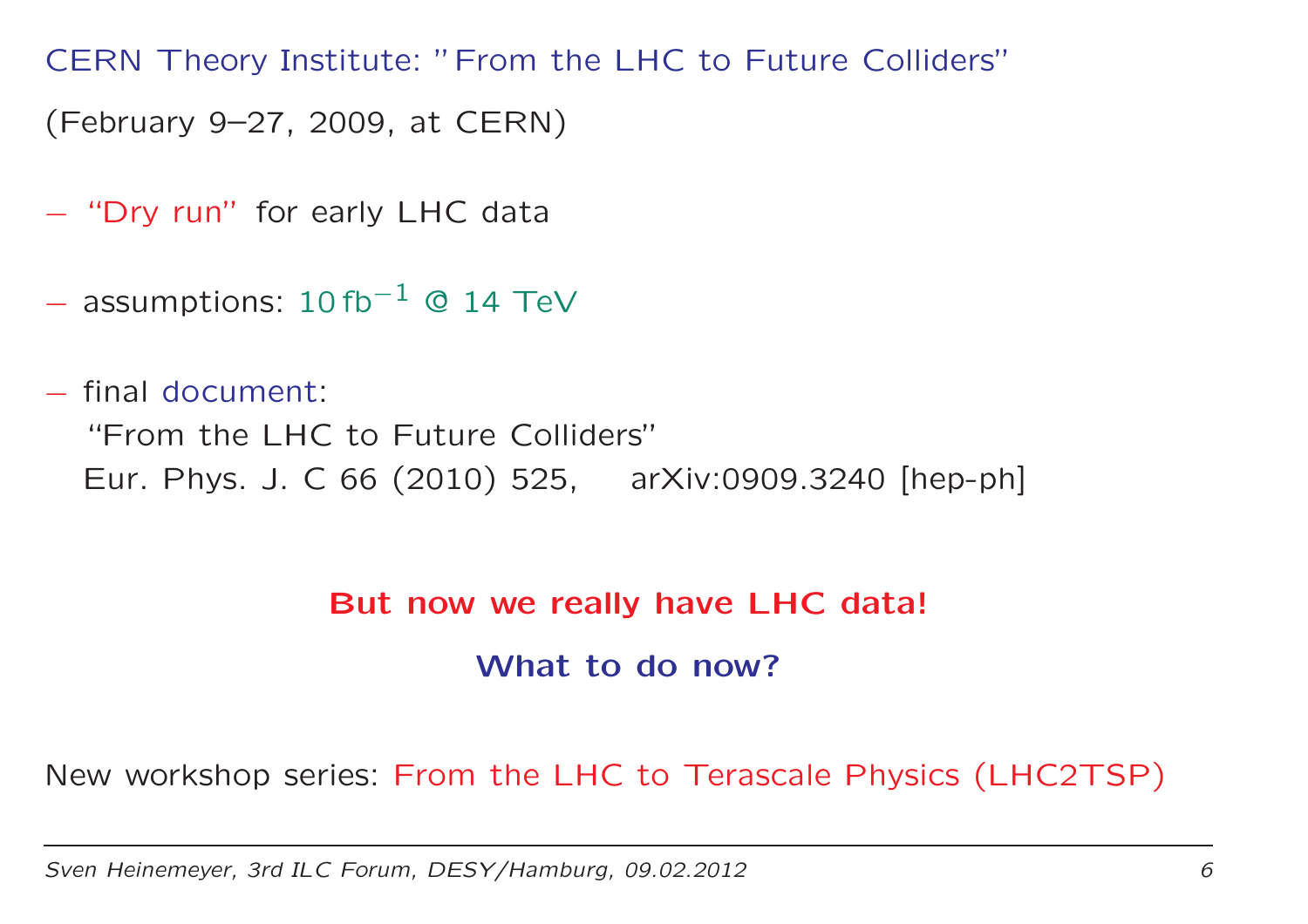CERN Theory Institute: "From the LHC to Future Colliders"

(February 9–27, 2009, at CERN)

– "Dry run" for early LHC data

– assumptions: $10\,\text{fb}^{-1}$ @ 14 TeV

– final document:
  "From the LHC to Future Colliders"
  Eur. Phys. J. C 66 (2010) 525,    arXiv:0909.3240 [hep-ph]

**But now we really have LHC data!**

**What to do now?**

New workshop series: From the LHC to Terascale Physics (LHC2TSP)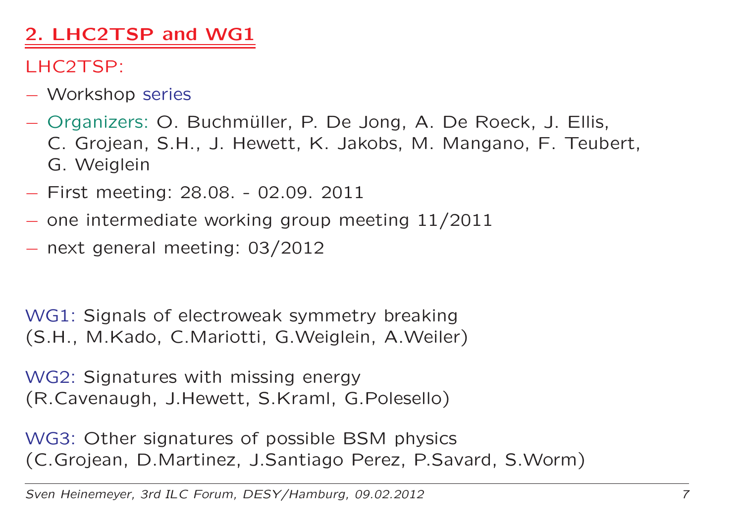## 2. LHC2TSP and WG1

LHC2TSP:

- Workshop series
- Organizers: O. Buchmüller, P. De Jong, A. De Roeck, J. Ellis, C. Grojean, S.H., J. Hewett, K. Jakobs, M. Mangano, F. Teubert, G. Weiglein
- First meeting: 28.08. - 02.09. 2011
- one intermediate working group meeting 11/2011
- next general meeting: 03/2012

WG1: Signals of electroweak symmetry breaking
(S.H., M.Kado, C.Mariotti, G.Weiglein, A.Weiler)

WG2: Signatures with missing energy
(R.Cavenaugh, J.Hewett, S.Kraml, G.Polesello)

WG3: Other signatures of possible BSM physics
(C.Grojean, D.Martinez, J.Santiago Perez, P.Savard, S.Worm)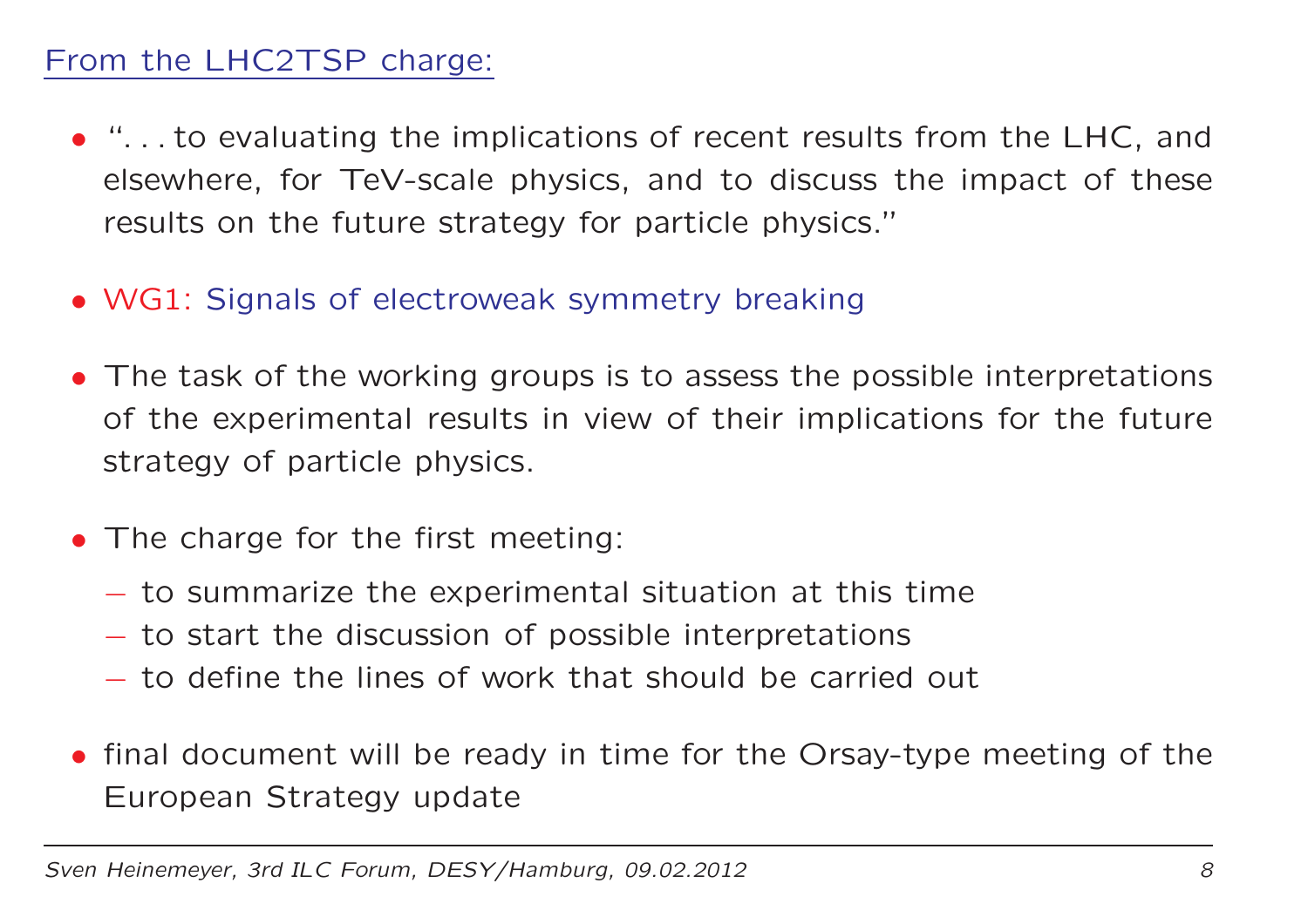## From the LHC2TSP charge:

- "...to evaluating the implications of recent results from the LHC, and elsewhere, for TeV-scale physics, and to discuss the impact of these results on the future strategy for particle physics."
- WG1: Signals of electroweak symmetry breaking
- The task of the working groups is to assess the possible interpretations of the experimental results in view of their implications for the future strategy of particle physics.
- The charge for the first meeting:
  - to summarize the experimental situation at this time
  - to start the discussion of possible interpretations
  - to define the lines of work that should be carried out
- final document will be ready in time for the Orsay-type meeting of the European Strategy update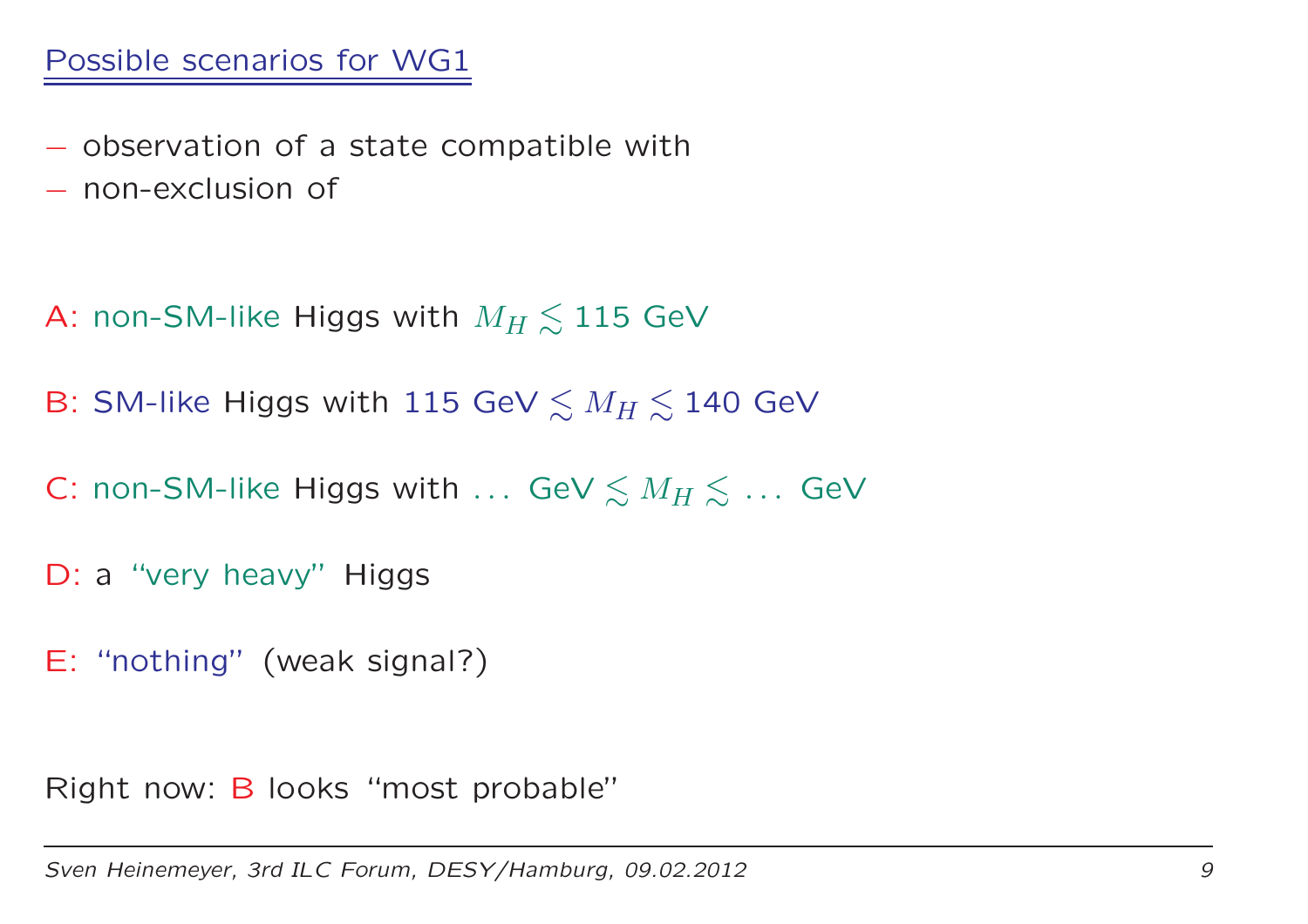## Possible scenarios for WG1

- observation of a state compatible with
- non-exclusion of

A: non-SM-like Higgs with $M_H \lesssim 115$ GeV

B: SM-like Higgs with 115 GeV $\lesssim M_H \lesssim$ 140 GeV

C: non-SM-like Higgs with ... GeV $\lesssim M_H \lesssim$ ... GeV

D: a "very heavy" Higgs

E: "nothing" (weak signal?)

Right now: B looks "most probable"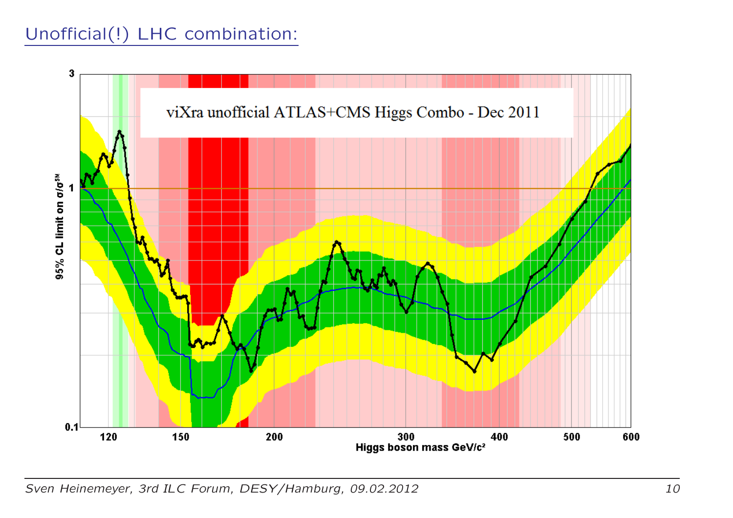# Unofficial(!) LHC combination: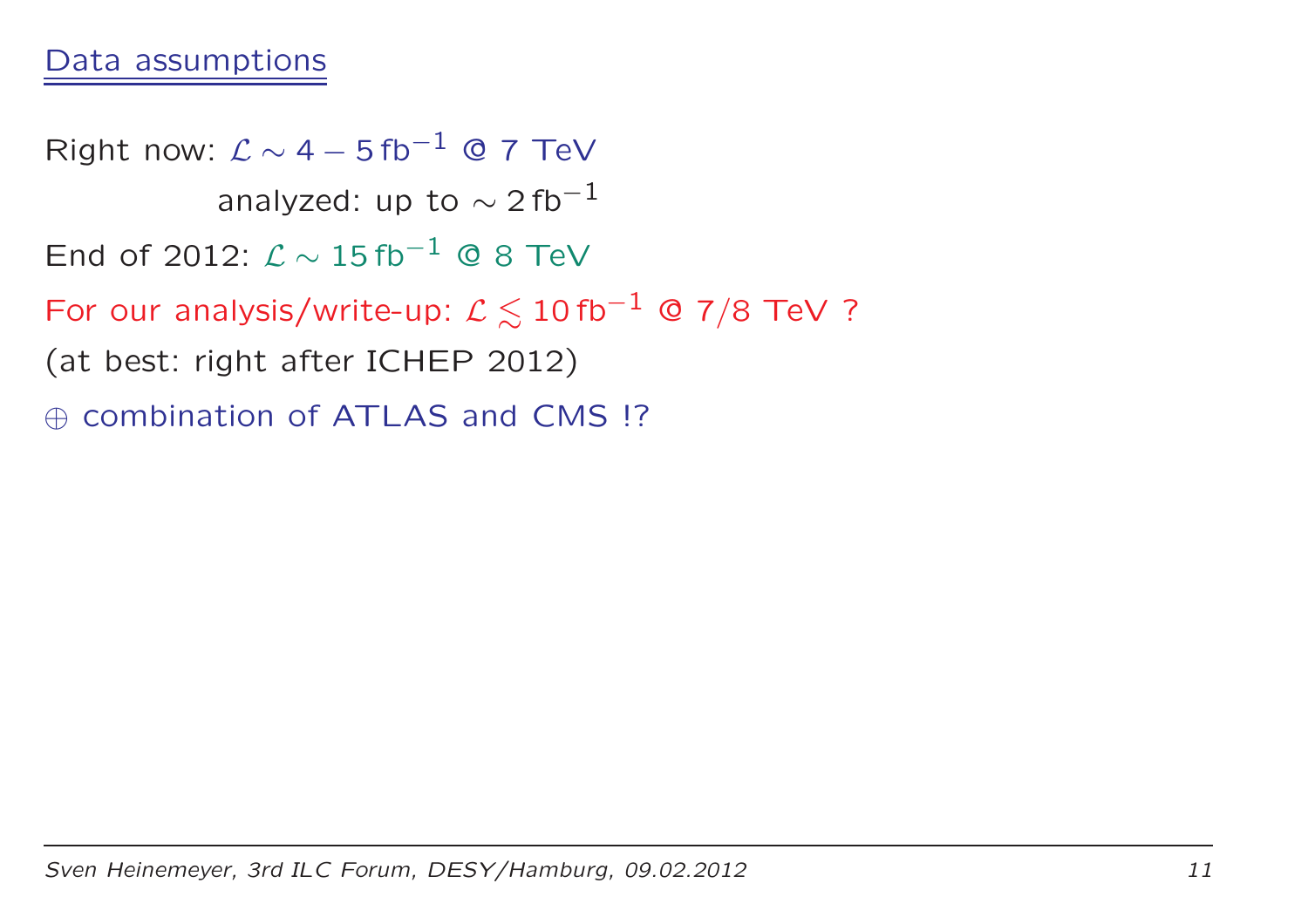## Data assumptions

Right now: $\mathcal{L} \sim 4 - 5\,\text{fb}^{-1}$ @ 7 TeV

analyzed: up to $\sim 2\,\text{fb}^{-1}$

End of 2012: $\mathcal{L} \sim 15\,\text{fb}^{-1}$ @ 8 TeV

For our analysis/write-up: $\mathcal{L} \lesssim 10\,\text{fb}^{-1}$ @ 7/8 TeV ?

(at best: right after ICHEP 2012)

$\oplus$ combination of ATLAS and CMS !?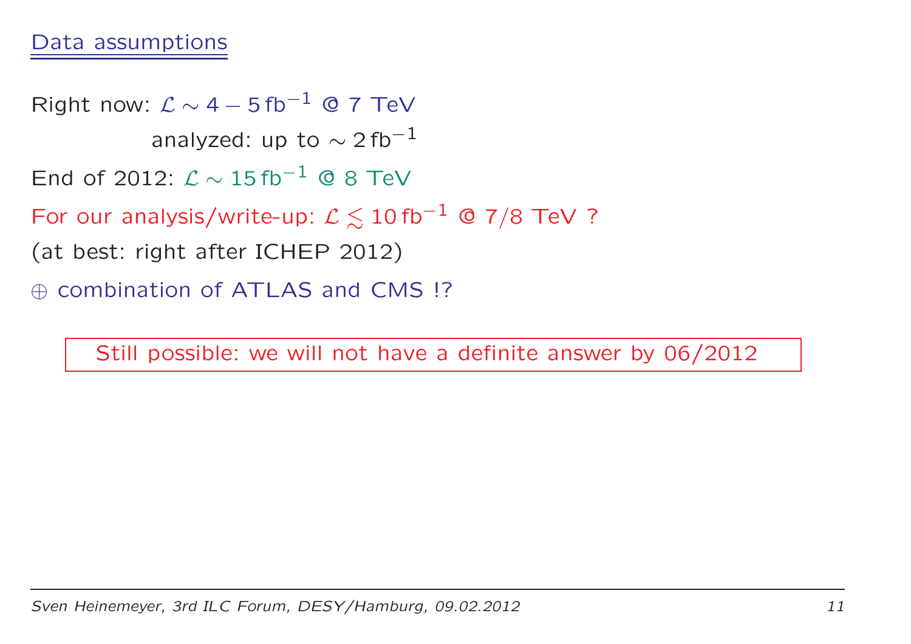## Data assumptions

Right now: $\mathcal{L} \sim 4 - 5\,\text{fb}^{-1}$ @ 7 TeV

analyzed: up to $\sim 2\,\text{fb}^{-1}$

End of 2012: $\mathcal{L} \sim 15\,\text{fb}^{-1}$ @ 8 TeV

For our analysis/write-up: $\mathcal{L} \lesssim 10\,\text{fb}^{-1}$ @ 7/8 TeV ?

(at best: right after ICHEP 2012)

$\oplus$ combination of ATLAS and CMS !?

Still possible: we will not have a definite answer by 06/2012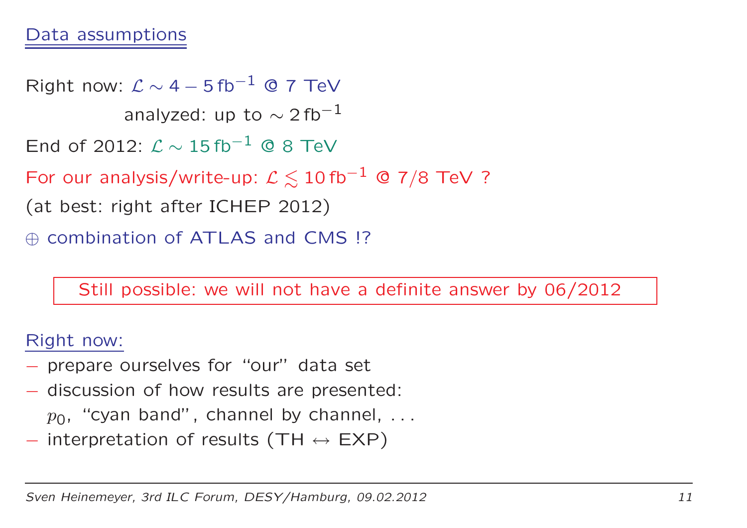## Data assumptions

Right now: $\mathcal{L} \sim 4 - 5\,\text{fb}^{-1}$ @ 7 TeV

analyzed: up to $\sim 2\,\text{fb}^{-1}$

End of 2012: $\mathcal{L} \sim 15\,\text{fb}^{-1}$ @ 8 TeV

For our analysis/write-up: $\mathcal{L} \lesssim 10\,\text{fb}^{-1}$ @ 7/8 TeV ?

(at best: right after ICHEP 2012)

$\oplus$ combination of ATLAS and CMS !?

> Still possible: we will not have a definite answer by 06/2012

### Right now:

- prepare ourselves for "our" data set
- discussion of how results are presented:
  $p_0$, "cyan band", channel by channel, . . .
- interpretation of results (TH $\leftrightarrow$ EXP)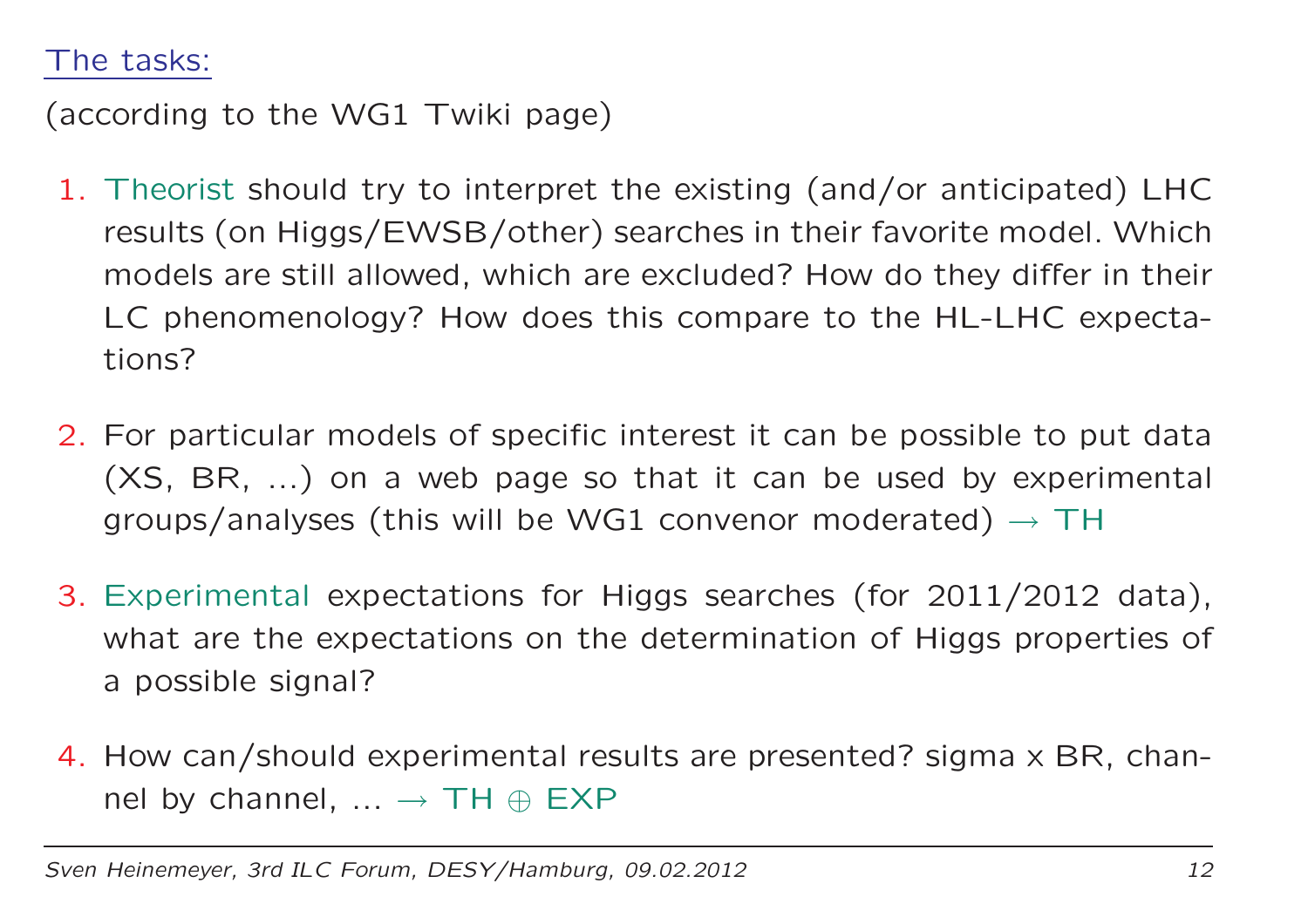## The tasks:

(according to the WG1 Twiki page)

1. Theorist should try to interpret the existing (and/or anticipated) LHC results (on Higgs/EWSB/other) searches in their favorite model. Which models are still allowed, which are excluded? How do they differ in their LC phenomenology? How does this compare to the HL-LHC expectations?

2. For particular models of specific interest it can be possible to put data (XS, BR, ...) on a web page so that it can be used by experimental groups/analyses (this will be WG1 convenor moderated) $\to$ TH

3. Experimental expectations for Higgs searches (for 2011/2012 data), what are the expectations on the determination of Higgs properties of a possible signal?

4. How can/should experimental results are presented? sigma x BR, channel by channel, ... $\to$ TH $\oplus$ EXP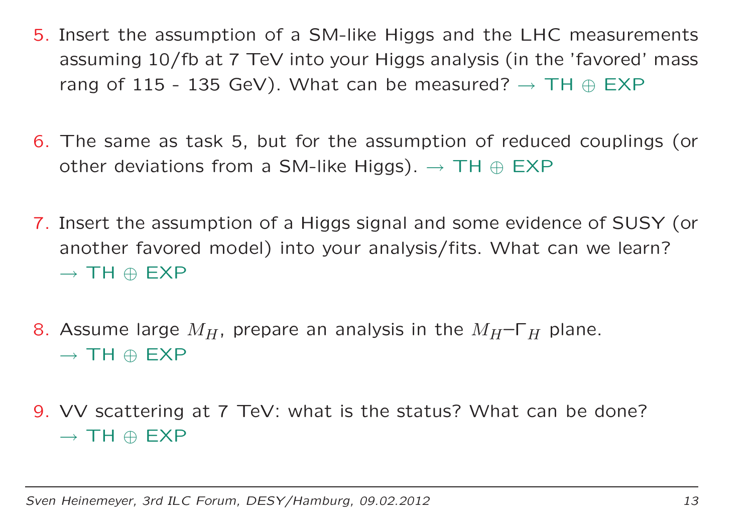5. Insert the assumption of a SM-like Higgs and the LHC measurements assuming 10/fb at 7 TeV into your Higgs analysis (in the 'favored' mass rang of 115 - 135 GeV). What can be measured? → TH ⊕ EXP

6. The same as task 5, but for the assumption of reduced couplings (or other deviations from a SM-like Higgs). → TH ⊕ EXP

7. Insert the assumption of a Higgs signal and some evidence of SUSY (or another favored model) into your analysis/fits. What can we learn? → TH ⊕ EXP

8. Assume large $M_H$, prepare an analysis in the $M_H$–$\Gamma_H$ plane. → TH ⊕ EXP

9. VV scattering at 7 TeV: what is the status? What can be done? → TH ⊕ EXP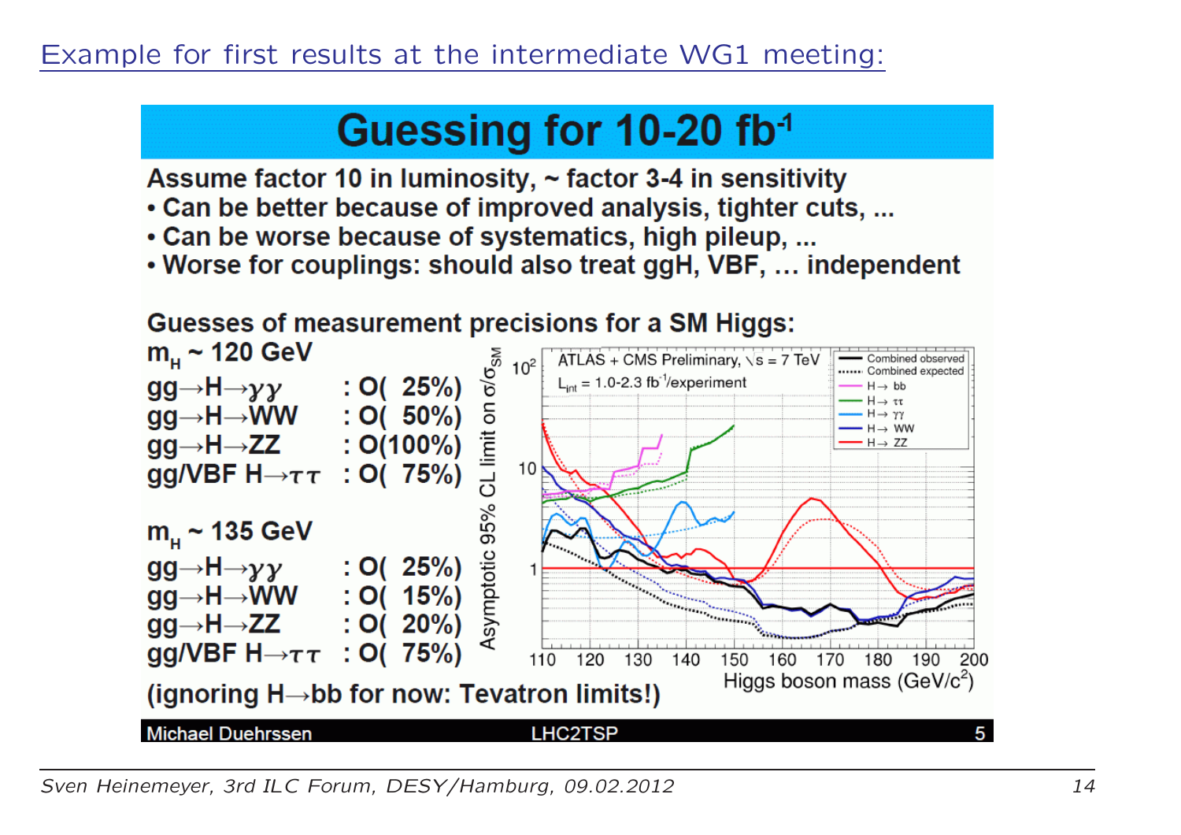# Example for first results at the intermediate WG1 meeting:

## Guessing for 10-20 $fb^{-1}$

**Assume factor 10 in luminosity, ~ factor 3-4 in sensitivity**

- **Can be better because of improved analysis, tighter cuts, ...**
- **Can be worse because of systematics, high pileup, ...**
- **Worse for couplings: should also treat ggH, VBF, … independent**

**Guesses of measurement precisions for a SM Higgs:**

**$m_H$ ~ 120 GeV**

| | |
|---|---|
| $gg \to H \to \gamma\gamma$ | : O( 25%) |
| $gg \to H \to WW$ | : O( 50%) |
| $gg \to H \to ZZ$ | : O(100%) |
| $gg/VBF\ H \to \tau\tau$ | : O( 75%) |

**$m_H$ ~ 135 GeV**

| | |
|---|---|
| $gg \to H \to \gamma\gamma$ | : O( 25%) |
| $gg \to H \to WW$ | : O( 15%) |
| $gg \to H \to ZZ$ | : O( 20%) |
| $gg/VBF\ H \to \tau\tau$ | : O( 75%) |

**(ignoring $H \to bb$ for now: Tevatron limits!)**

ATLAS + CMS Preliminary, $\sqrt{s}$ = 7 TeV, $L_{int}$ = 1.0-2.3 $fb^{-1}$/experiment. Asymptotic 95% CL limit on $\sigma/\sigma_{SM}$ vs. Higgs boson mass (GeV/$c^2$). Legend: Combined observed, Combined expected, $H \to bb$, $H \to \tau\tau$, $H \to \gamma\gamma$, $H \to WW$, $H \to ZZ$.

Michael Duehrssen — LHC2TSP — 5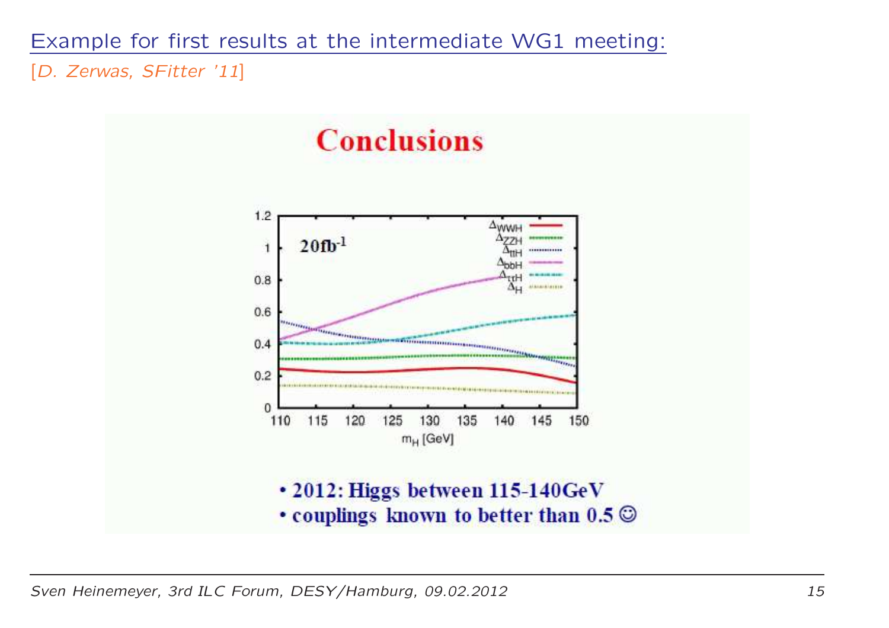Example for first results at the intermediate WG1 meeting:

[*D. Zerwas, SFitter '11*]

## Conclusions

- **2012: Higgs between 115-140GeV**
- **couplings known to better than 0.5** ☺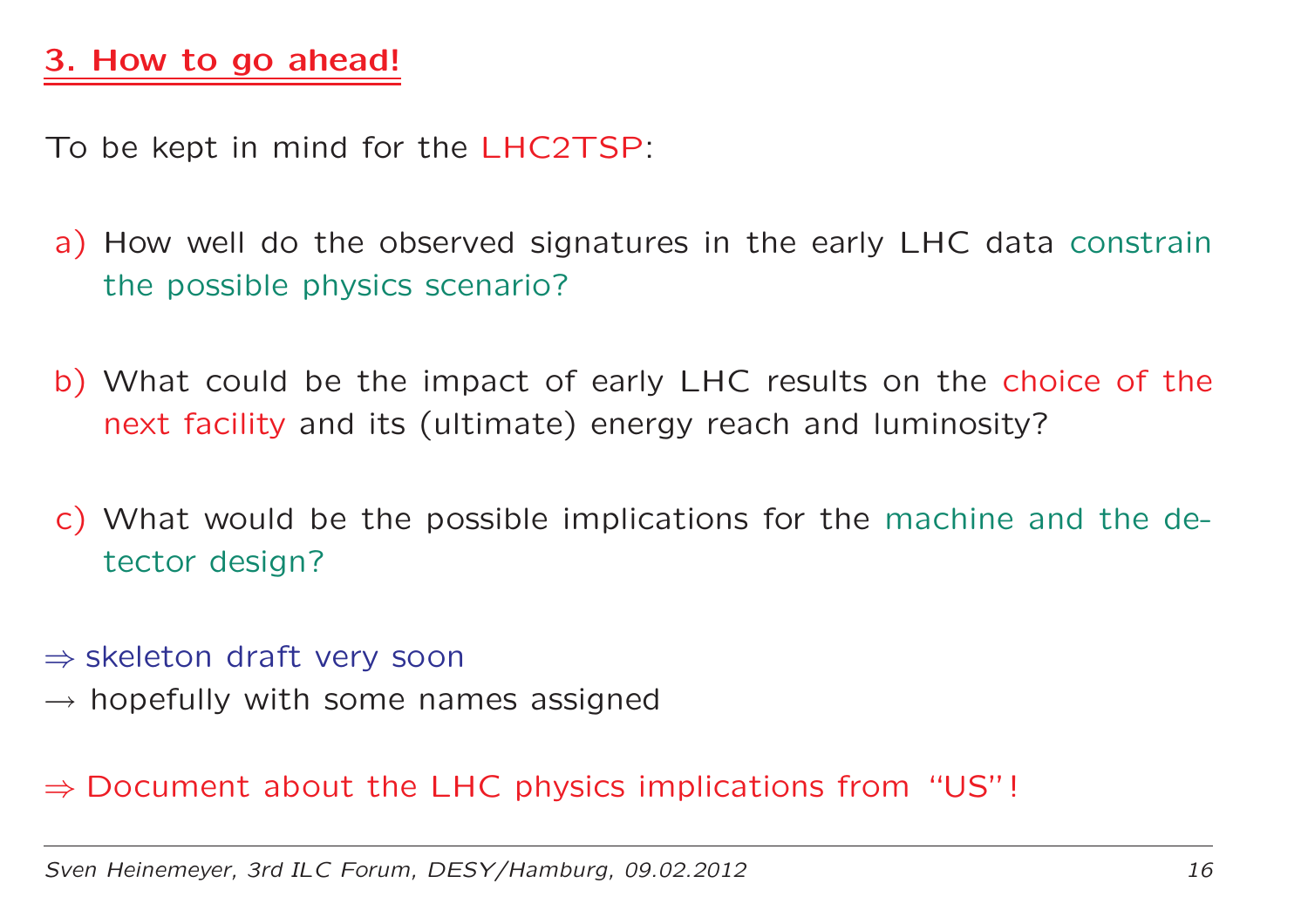## 3. How to go ahead!

To be kept in mind for the LHC2TSP:

a) How well do the observed signatures in the early LHC data constrain the possible physics scenario?

b) What could be the impact of early LHC results on the choice of the next facility and its (ultimate) energy reach and luminosity?

c) What would be the possible implications for the machine and the detector design?

⇒ skeleton draft very soon
→ hopefully with some names assigned

⇒ Document about the LHC physics implications from "US"!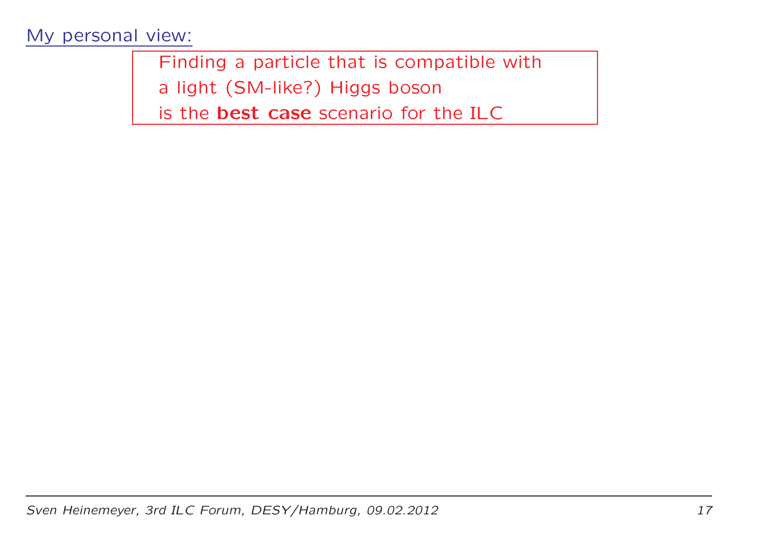My personal view:

> Finding a particle that is compatible with
> a light (SM-like?) Higgs boson
> is the **best case** scenario for the ILC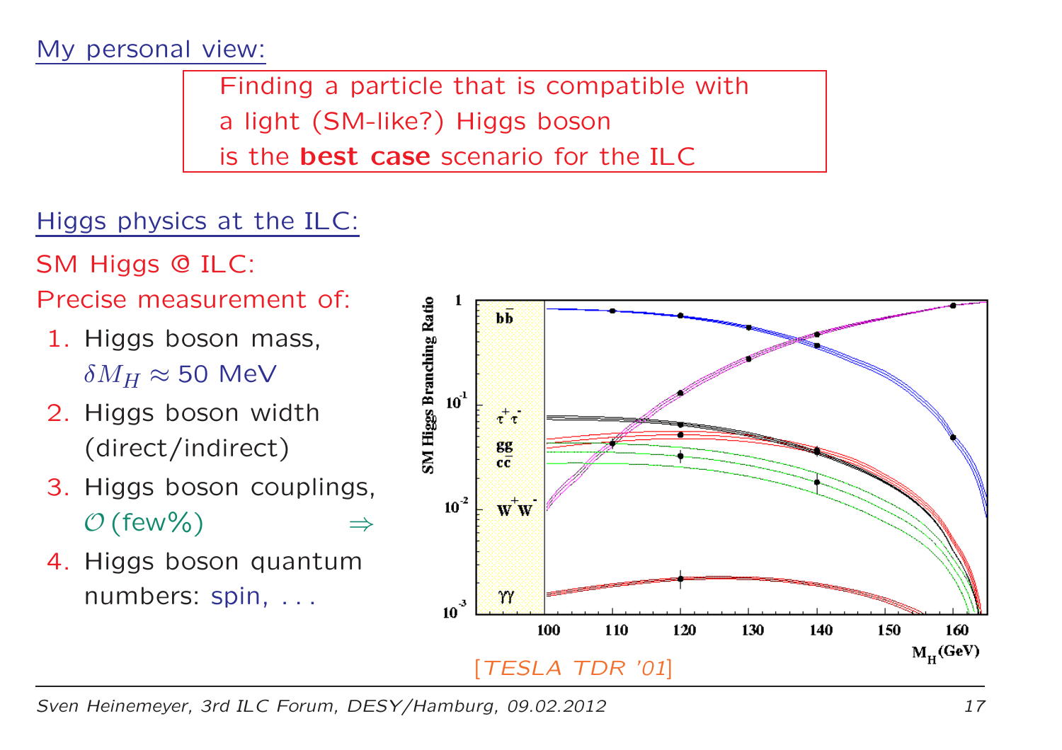My personal view:

> Finding a particle that is compatible with a light (SM-like?) Higgs boson is the **best case** scenario for the ILC

Higgs physics at the ILC:

SM Higgs @ ILC:

Precise measurement of:

1. Higgs boson mass, $\delta M_H \approx 50$ MeV
2. Higgs boson width (direct/indirect)
3. Higgs boson couplings, $\mathcal{O}$ (few%) $\Rightarrow$
4. Higgs boson quantum numbers: spin, . . .

[TESLA TDR '01]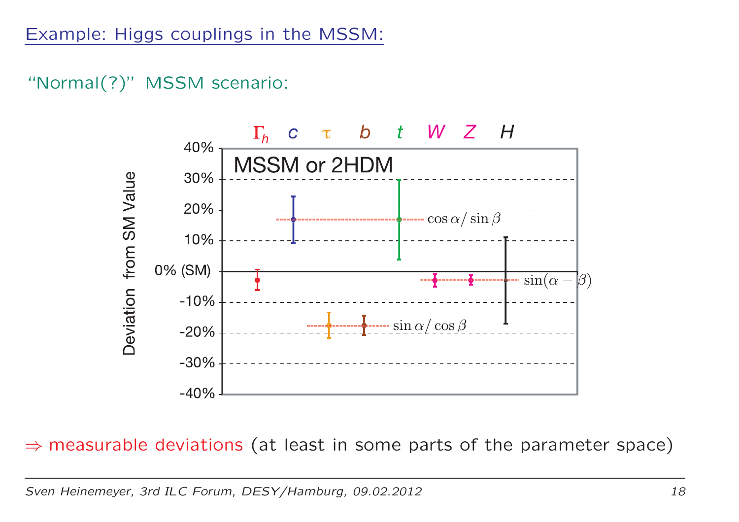## Example: Higgs couplings in the MSSM:

"Normal(?)" MSSM scenario:

$\Gamma_h$ $c$ $\tau$ $b$ $t$ $W$ $Z$ $H$

MSSM or 2HDM

Deviation from SM Value

40%, 30%, 20%, 10%, 0% (SM), -10%, -20%, -30%, -40%

$\cos\alpha/\sin\beta$

$\sin(\alpha-\beta)$

$\sin\alpha/\cos\beta$

$\Rightarrow$ measurable deviations (at least in some parts of the parameter space)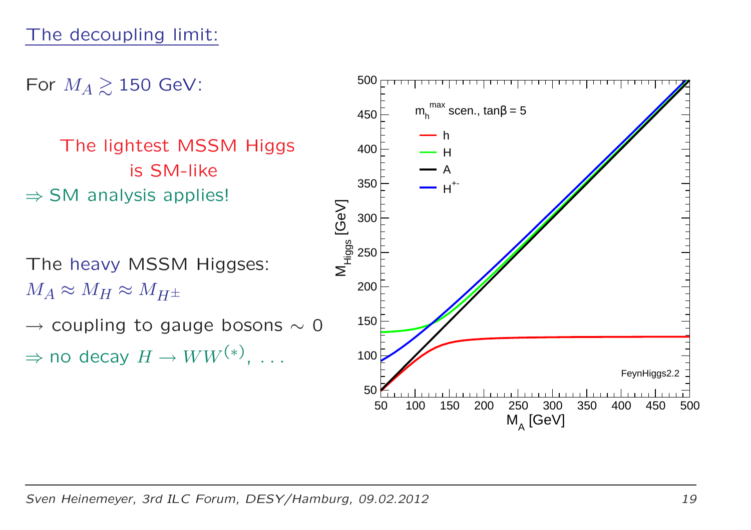## The decoupling limit:

For $M_A \gtrsim 150$ GeV:

The lightest MSSM Higgs is SM-like

$\Rightarrow$ SM analysis applies!

The heavy MSSM Higgses:

$M_A \approx M_H \approx M_{H^\pm}$

$\rightarrow$ coupling to gauge bosons $\sim 0$

$\Rightarrow$ no decay $H \rightarrow WW^{(*)}$, ...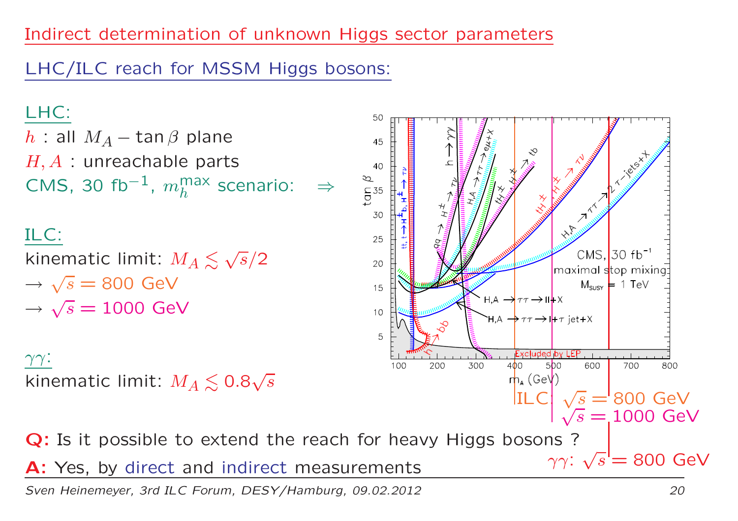# Indirect determination of unknown Higgs sector parameters

## LHC/ILC reach for MSSM Higgs bosons:

**LHC:**

$h$ : all $M_A - \tan\beta$ plane

$H, A$ : unreachable parts

CMS, 30 fb$^{-1}$, $m_h^{\max}$ scenario: $\Rightarrow$

**ILC:**

kinematic limit: $M_A \lesssim \sqrt{s}/2$

$\rightarrow \sqrt{s} = 800$ GeV

$\rightarrow \sqrt{s} = 1000$ GeV

**$\gamma\gamma$:**

kinematic limit: $M_A \lesssim 0.8\sqrt{s}$

ILC: $\sqrt{s} = 800$ GeV

$\sqrt{s} = 1000$ GeV

$\gamma\gamma$: $\sqrt{s} = 800$ GeV

**Q:** Is it possible to extend the reach for heavy Higgs bosons ?

**A:** Yes, by direct and indirect measurements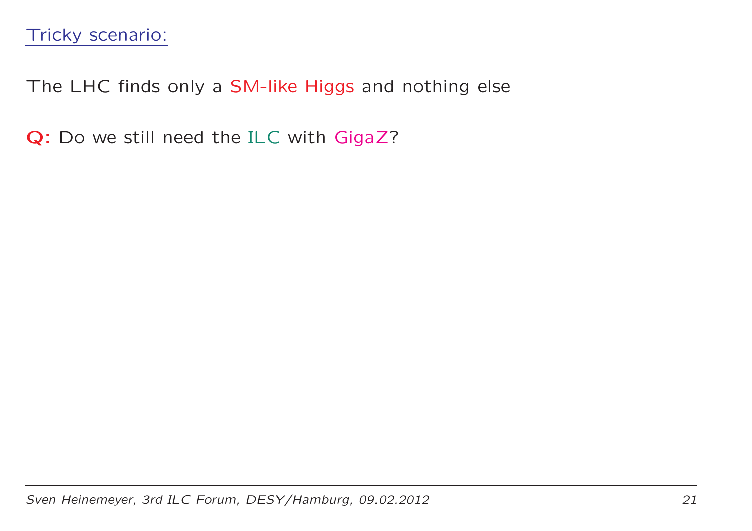## Tricky scenario:

The LHC finds only a SM-like Higgs and nothing else

**Q:** Do we still need the ILC with GigaZ?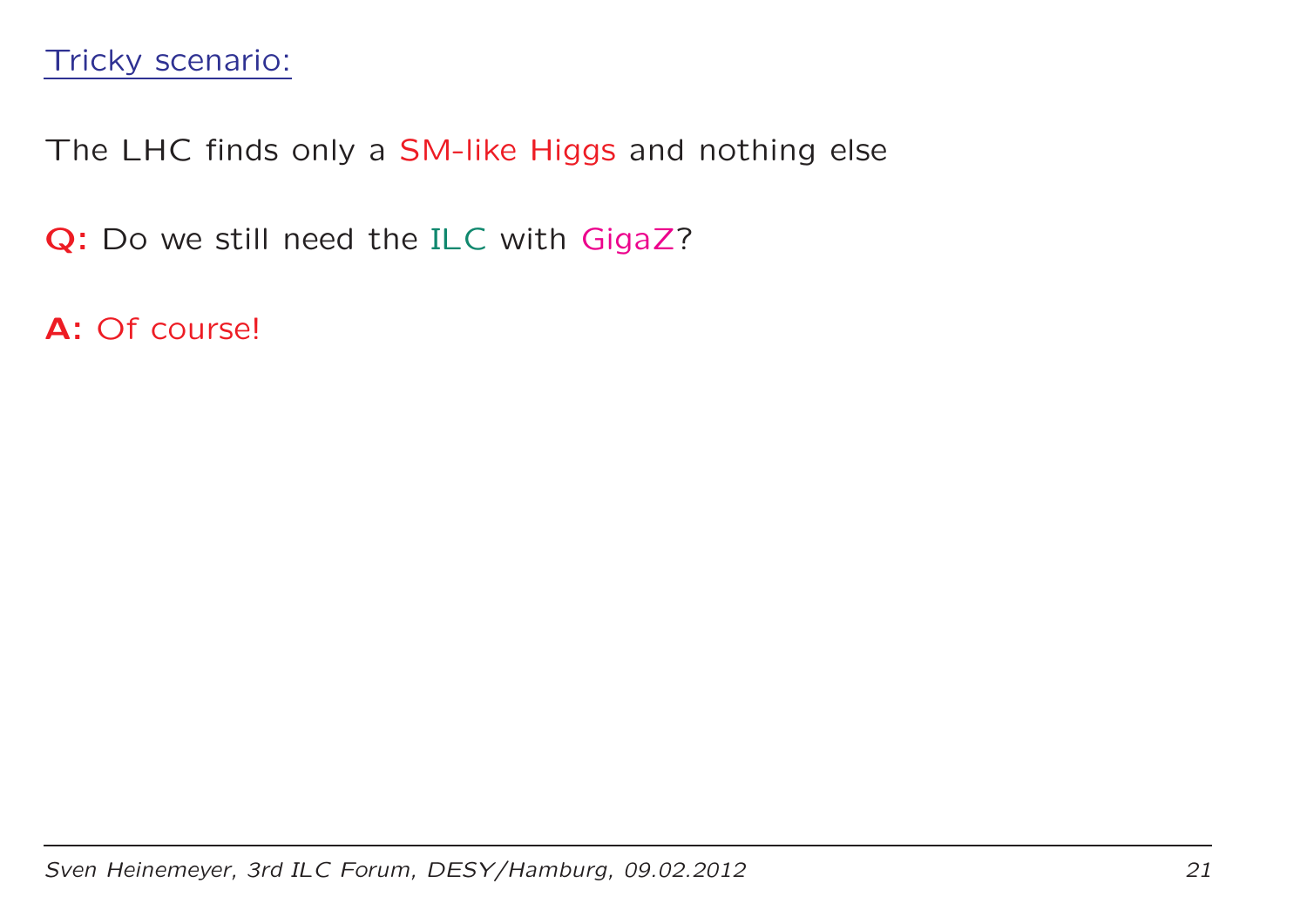## Tricky scenario:

The LHC finds only a SM-like Higgs and nothing else

**Q:** Do we still need the ILC with GigaZ?

**A:** Of course!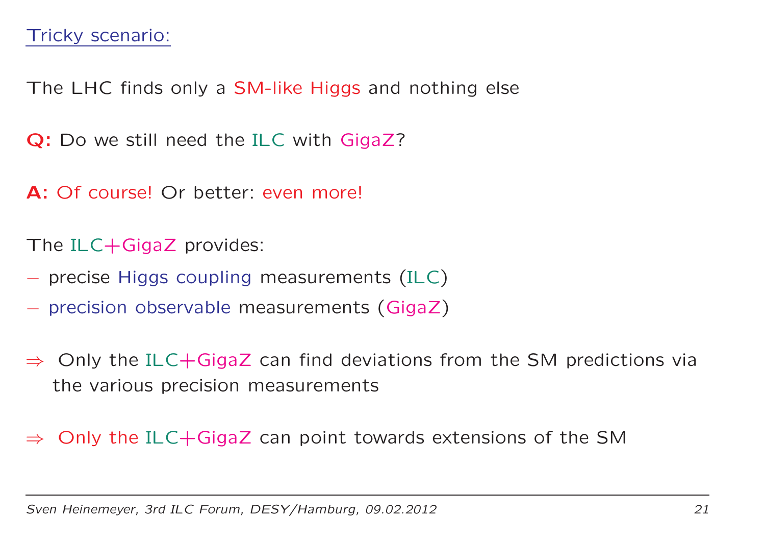## Tricky scenario:

The LHC finds only a SM-like Higgs and nothing else

**Q:** Do we still need the ILC with GigaZ?

**A:** Of course! Or better: even more!

The ILC+GigaZ provides:

- precise Higgs coupling measurements (ILC)
- precision observable measurements (GigaZ)

$\Rightarrow$ Only the ILC+GigaZ can find deviations from the SM predictions via the various precision measurements

$\Rightarrow$ Only the ILC+GigaZ can point towards extensions of the SM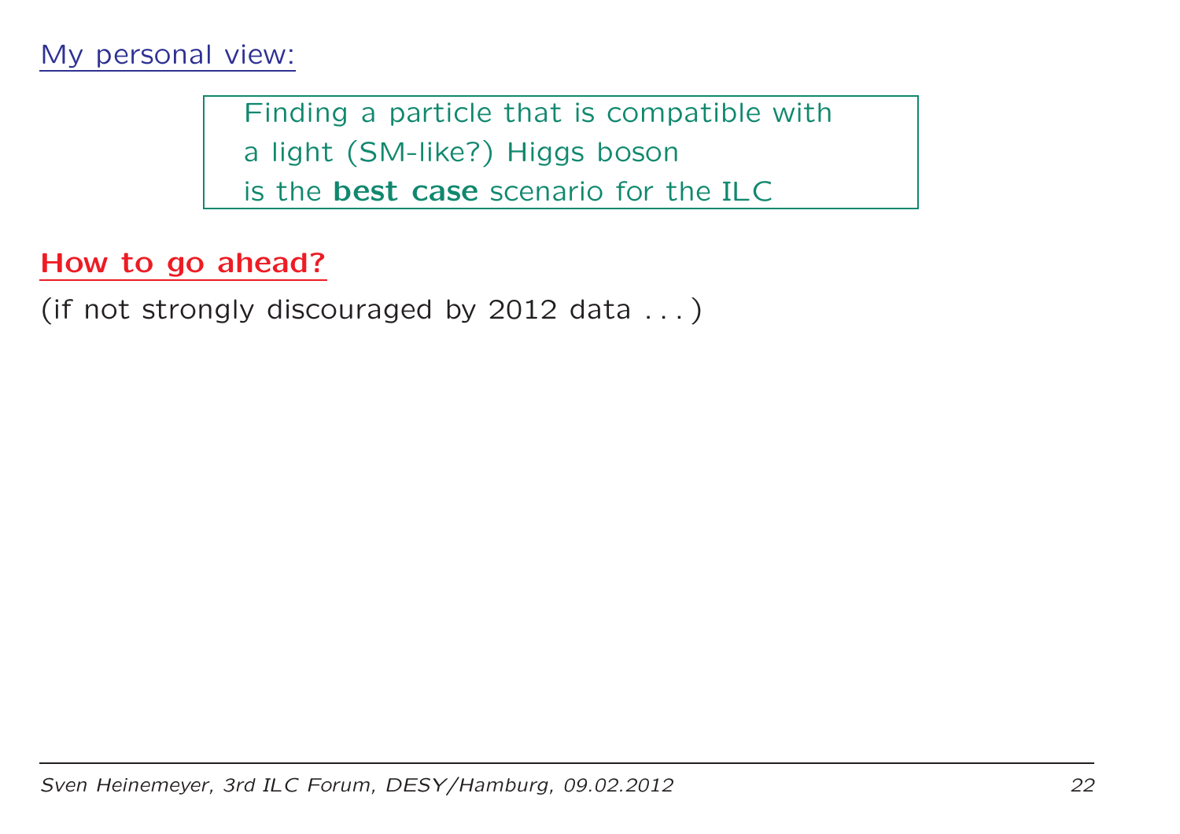## My personal view:

> Finding a particle that is compatible with
> a light (SM-like?) Higgs boson
> is the **best case** scenario for the ILC

## How to go ahead?

(if not strongly discouraged by 2012 data . . . )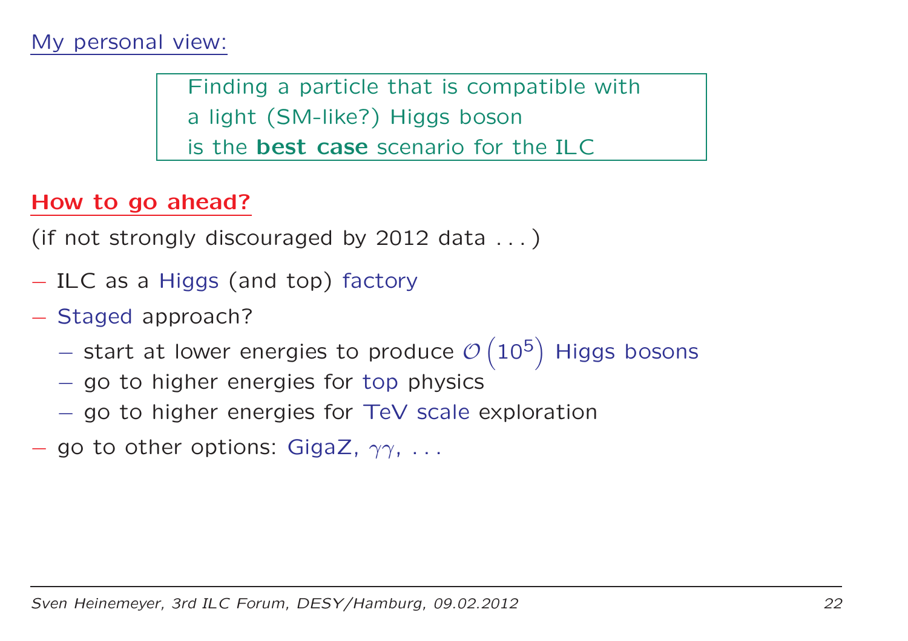My personal view:

> Finding a particle that is compatible with
> a light (SM-like?) Higgs boson
> is the **best case** scenario for the ILC

## How to go ahead?

(if not strongly discouraged by 2012 data . . . )

- ILC as a Higgs (and top) factory
- Staged approach?
  - start at lower energies to produce $\mathcal{O}\left(10^5\right)$ Higgs bosons
  - go to higher energies for top physics
  - go to higher energies for TeV scale exploration
- go to other options: GigaZ, $\gamma\gamma$, . . .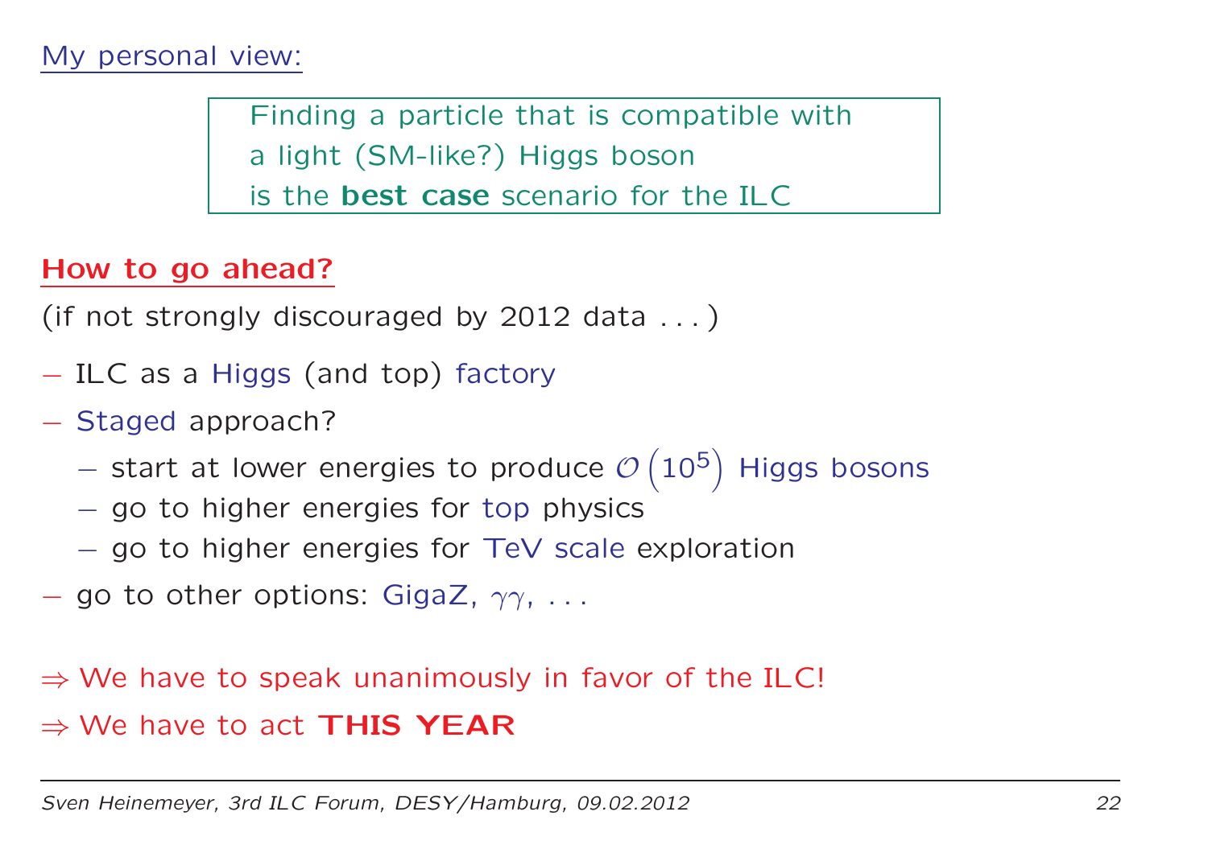My personal view:

> Finding a particle that is compatible with
> a light (SM-like?) Higgs boson
> is the **best case** scenario for the ILC

**How to go ahead?**

(if not strongly discouraged by 2012 data . . . )

- ILC as a Higgs (and top) factory
- Staged approach?
  - start at lower energies to produce $\mathcal{O}\left(10^5\right)$ Higgs bosons
  - go to higher energies for top physics
  - go to higher energies for TeV scale exploration
- go to other options: GigaZ, $\gamma\gamma$, . . .

⇒ We have to speak unanimously in favor of the ILC!

⇒ We have to act **THIS YEAR**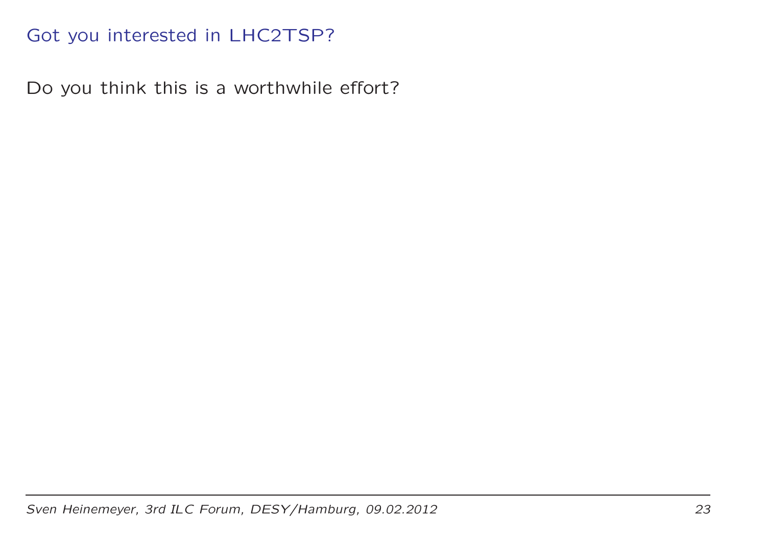## Got you interested in LHC2TSP?

Do you think this is a worthwhile effort?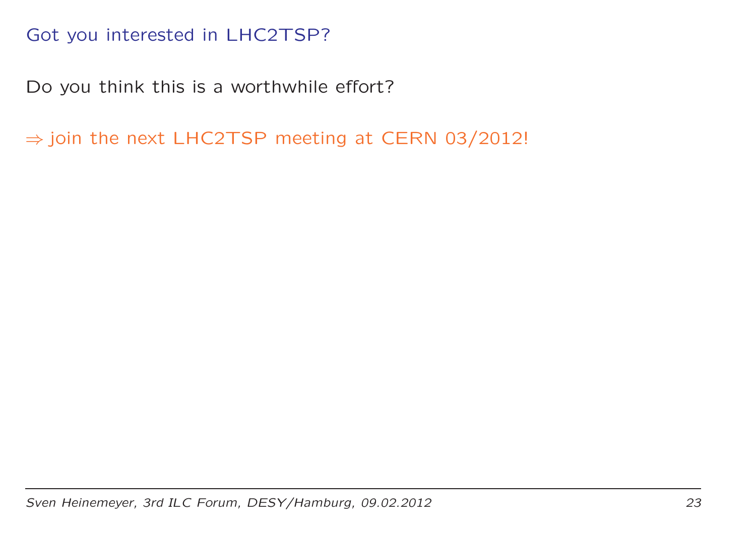## Got you interested in LHC2TSP?

Do you think this is a worthwhile effort?

$\Rightarrow$ join the next LHC2TSP meeting at CERN 03/2012!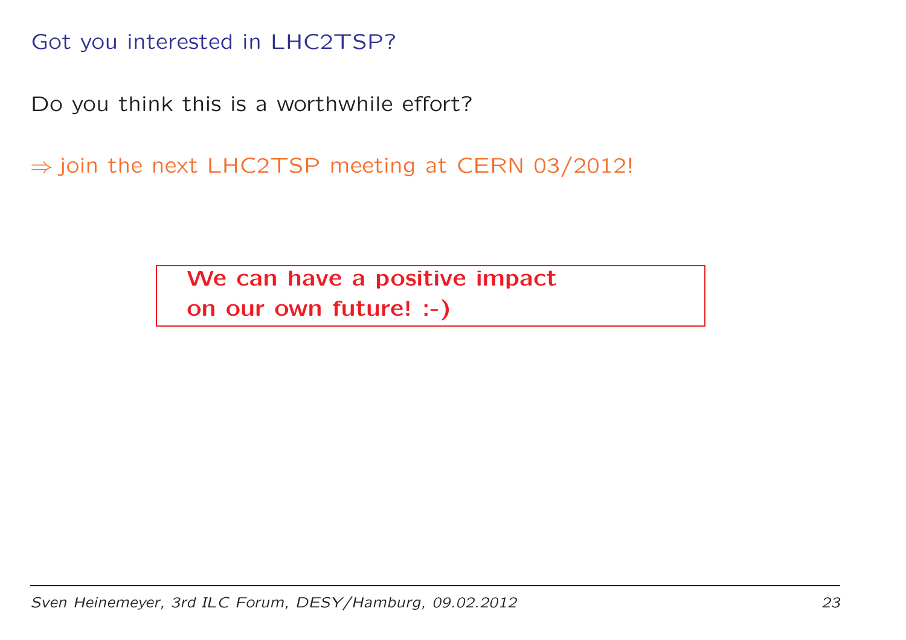## Got you interested in LHC2TSP?

Do you think this is a worthwhile effort?

$\Rightarrow$ join the next LHC2TSP meeting at CERN 03/2012!

**We can have a positive impact on our own future! :-)**